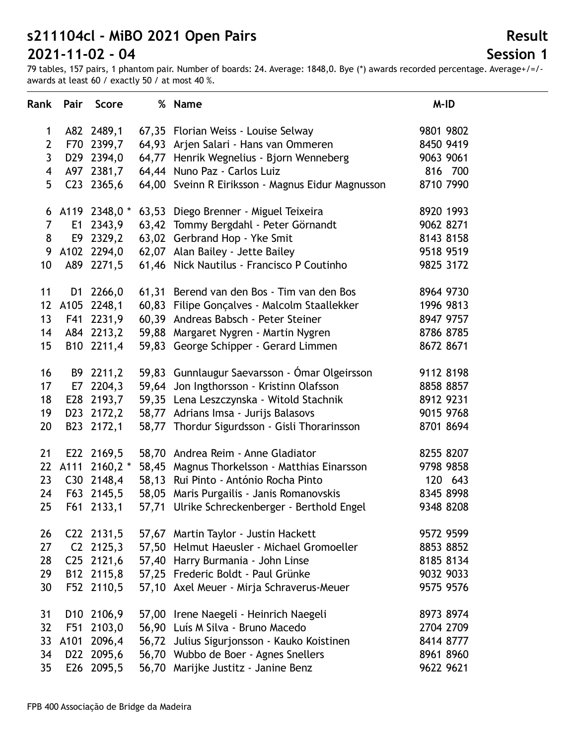# s211104cl - MiBO 2021 Open Pairs

## 2021-11-02 - 04

**Result**

**Session 1**

79 tables, 157 pairs, 1 phantom pair. Number of boards: 24. Average: 1848,0. Bye (*) awards recorded percentage. Average+/=/- awards at least 60 / exactly 50 / at most 40 %.

| Rank | Pair | Score | % | Name | M-ID |
|---|---|---|---|---|---|
| 1 | A82 | 2489,1 | 67,35 | Florian Weiss - Louise Selway | 9801 9802 |
| 2 | F70 | 2399,7 | 64,93 | Arjen Salari - Hans van Ommeren | 8450 9419 |
| 3 | D29 | 2394,0 | 64,77 | Henrik Wegnelius - Bjorn Wenneberg | 9063 9061 |
| 4 | A97 | 2381,7 | 64,44 | Nuno Paz - Carlos Luiz | 816 700 |
| 5 | C23 | 2365,6 | 64,00 | Sveinn R Eiriksson - Magnus Eidur Magnusson | 8710 7990 |
| 6 | A119 | 2348,0 * | 63,53 | Diego Brenner - Miguel Teixeira | 8920 1993 |
| 7 | E1 | 2343,9 | 63,42 | Tommy Bergdahl - Peter Görnandt | 9062 8271 |
| 8 | E9 | 2329,2 | 63,02 | Gerbrand Hop - Yke Smit | 8143 8158 |
| 9 | A102 | 2294,0 | 62,07 | Alan Bailey - Jette Bailey | 9518 9519 |
| 10 | A89 | 2271,5 | 61,46 | Nick Nautilus - Francisco P Coutinho | 9825 3172 |
| 11 | D1 | 2266,0 | 61,31 | Berend van den Bos - Tim van den Bos | 8964 9730 |
| 12 | A105 | 2248,1 | 60,83 | Filipe Gonçalves - Malcolm Staallekker | 1996 9813 |
| 13 | F41 | 2231,9 | 60,39 | Andreas Babsch - Peter Steiner | 8947 9757 |
| 14 | A84 | 2213,2 | 59,88 | Margaret Nygren - Martin Nygren | 8786 8785 |
| 15 | B10 | 2211,4 | 59,83 | George Schipper - Gerard Limmen | 8672 8671 |
| 16 | B9 | 2211,2 | 59,83 | Gunnlaugur Saevarsson - Ómar Olgeirsson | 9112 8198 |
| 17 | E7 | 2204,3 | 59,64 | Jon Ingthorsson - Kristinn Olafsson | 8858 8857 |
| 18 | E28 | 2193,7 | 59,35 | Lena Leszczynska - Witold Stachnik | 8912 9231 |
| 19 | D23 | 2172,2 | 58,77 | Adrians Imsa - Jurijs Balasovs | 9015 9768 |
| 20 | B23 | 2172,1 | 58,77 | Thordur Sigurdsson - Gisli Thorarinsson | 8701 8694 |
| 21 | E22 | 2169,5 | 58,70 | Andrea Reim - Anne Gladiator | 8255 8207 |
| 22 | A111 | 2160,2 * | 58,45 | Magnus Thorkelsson - Matthias Einarsson | 9798 9858 |
| 23 | C30 | 2148,4 | 58,13 | Rui Pinto - António Rocha Pinto | 120 643 |
| 24 | F63 | 2145,5 | 58,05 | Maris Purgailis - Janis Romanovskis | 8345 8998 |
| 25 | F61 | 2133,1 | 57,71 | Ulrike Schreckenberger - Berthold Engel | 9348 8208 |
| 26 | C22 | 2131,5 | 57,67 | Martin Taylor - Justin Hackett | 9572 9599 |
| 27 | C2 | 2125,3 | 57,50 | Helmut Haeusler - Michael Gromoeller | 8853 8852 |
| 28 | C25 | 2121,6 | 57,40 | Harry Burmania - John Linse | 8185 8134 |
| 29 | B12 | 2115,8 | 57,25 | Frederic Boldt - Paul Grünke | 9032 9033 |
| 30 | F52 | 2110,5 | 57,10 | Axel Meuer - Mirja Schraverus-Meuer | 9575 9576 |
| 31 | D10 | 2106,9 | 57,00 | Irene Naegeli - Heinrich Naegeli | 8973 8974 |
| 32 | F51 | 2103,0 | 56,90 | Luís M Silva - Bruno Macedo | 2704 2709 |
| 33 | A101 | 2096,4 | 56,72 | Julius Sigurjonsson - Kauko Koistinen | 8414 8777 |
| 34 | D22 | 2095,6 | 56,70 | Wubbo de Boer - Agnes Snellers | 8961 8960 |
| 35 | E26 | 2095,5 | 56,70 | Marijke Justitz - Janine Benz | 9622 9621 |

FPB 400 Associação de Bridge da Madeira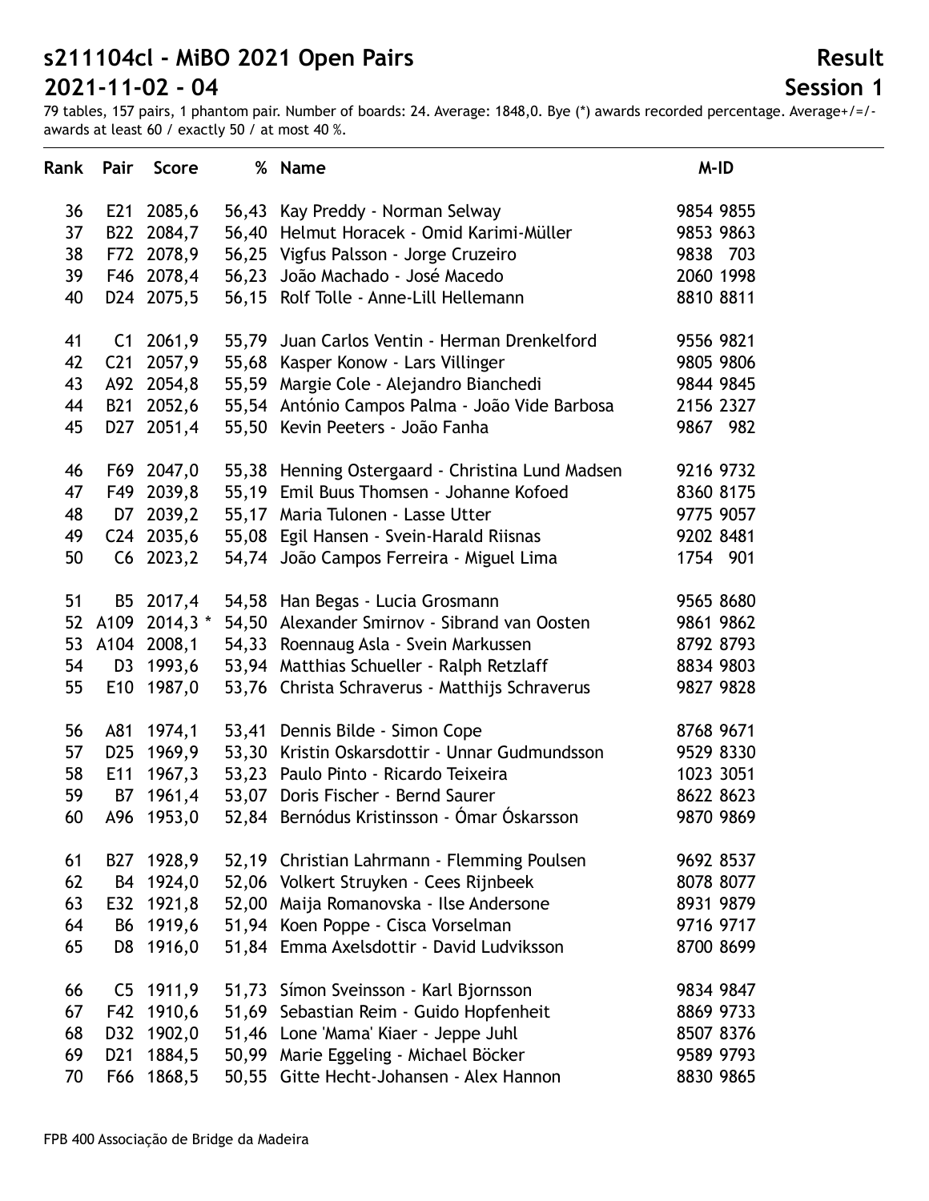# s211104cl - MiBO 2021 Open Pairs

## 2021-11-02 - 04

**Result**

**Session 1**

79 tables, 157 pairs, 1 phantom pair. Number of boards: 24. Average: 1848,0. Bye (*) awards recorded percentage. Average+/=/- awards at least 60 / exactly 50 / at most 40 %.

| Rank | Pair | Score | % | Name | M-ID |
|---|---|---|---|---|---|
| 36 | E21 | 2085,6 | 56,43 | Kay Preddy - Norman Selway | 9854 9855 |
| 37 | B22 | 2084,7 | 56,40 | Helmut Horacek - Omid Karimi-Müller | 9853 9863 |
| 38 | F72 | 2078,9 | 56,25 | Vigfus Palsson - Jorge Cruzeiro | 9838 703 |
| 39 | F46 | 2078,4 | 56,23 | João Machado - José Macedo | 2060 1998 |
| 40 | D24 | 2075,5 | 56,15 | Rolf Tolle - Anne-Lill Hellemann | 8810 8811 |
| 41 | C1 | 2061,9 | 55,79 | Juan Carlos Ventin - Herman Drenkelford | 9556 9821 |
| 42 | C21 | 2057,9 | 55,68 | Kasper Konow - Lars Villinger | 9805 9806 |
| 43 | A92 | 2054,8 | 55,59 | Margie Cole - Alejandro Bianchedi | 9844 9845 |
| 44 | B21 | 2052,6 | 55,54 | António Campos Palma - João Vide Barbosa | 2156 2327 |
| 45 | D27 | 2051,4 | 55,50 | Kevin Peeters - João Fanha | 9867 982 |
| 46 | F69 | 2047,0 | 55,38 | Henning Ostergaard - Christina Lund Madsen | 9216 9732 |
| 47 | F49 | 2039,8 | 55,19 | Emil Buus Thomsen - Johanne Kofoed | 8360 8175 |
| 48 | D7 | 2039,2 | 55,17 | Maria Tulonen - Lasse Utter | 9775 9057 |
| 49 | C24 | 2035,6 | 55,08 | Egil Hansen - Svein-Harald Riisnas | 9202 8481 |
| 50 | C6 | 2023,2 | 54,74 | João Campos Ferreira - Miguel Lima | 1754 901 |
| 51 | B5 | 2017,4 | 54,58 | Han Begas - Lucia Grosmann | 9565 8680 |
| 52 | A109 | 2014,3 * | 54,50 | Alexander Smirnov - Sibrand van Oosten | 9861 9862 |
| 53 | A104 | 2008,1 | 54,33 | Roennaug Asla - Svein Markussen | 8792 8793 |
| 54 | D3 | 1993,6 | 53,94 | Matthias Schueller - Ralph Retzlaff | 8834 9803 |
| 55 | E10 | 1987,0 | 53,76 | Christa Schraverus - Matthijs Schraverus | 9827 9828 |
| 56 | A81 | 1974,1 | 53,41 | Dennis Bilde - Simon Cope | 8768 9671 |
| 57 | D25 | 1969,9 | 53,30 | Kristin Oskarsdottir - Unnar Gudmundsson | 9529 8330 |
| 58 | E11 | 1967,3 | 53,23 | Paulo Pinto - Ricardo Teixeira | 1023 3051 |
| 59 | B7 | 1961,4 | 53,07 | Doris Fischer - Bernd Saurer | 8622 8623 |
| 60 | A96 | 1953,0 | 52,84 | Bernódus Kristinsson - Ómar Óskarsson | 9870 9869 |
| 61 | B27 | 1928,9 | 52,19 | Christian Lahrmann - Flemming Poulsen | 9692 8537 |
| 62 | B4 | 1924,0 | 52,06 | Volkert Struyken - Cees Rijnbeek | 8078 8077 |
| 63 | E32 | 1921,8 | 52,00 | Maija Romanovska - Ilse Andersone | 8931 9879 |
| 64 | B6 | 1919,6 | 51,94 | Koen Poppe - Cisca Vorselman | 9716 9717 |
| 65 | D8 | 1916,0 | 51,84 | Emma Axelsdottir - David Ludviksson | 8700 8699 |
| 66 | C5 | 1911,9 | 51,73 | Símon Sveinsson - Karl Bjornsson | 9834 9847 |
| 67 | F42 | 1910,6 | 51,69 | Sebastian Reim - Guido Hopfenheit | 8869 9733 |
| 68 | D32 | 1902,0 | 51,46 | Lone 'Mama' Kiaer - Jeppe Juhl | 8507 8376 |
| 69 | D21 | 1884,5 | 50,99 | Marie Eggeling - Michael Böcker | 9589 9793 |
| 70 | F66 | 1868,5 | 50,55 | Gitte Hecht-Johansen - Alex Hannon | 8830 9865 |

FPB 400 Associação de Bridge da Madeira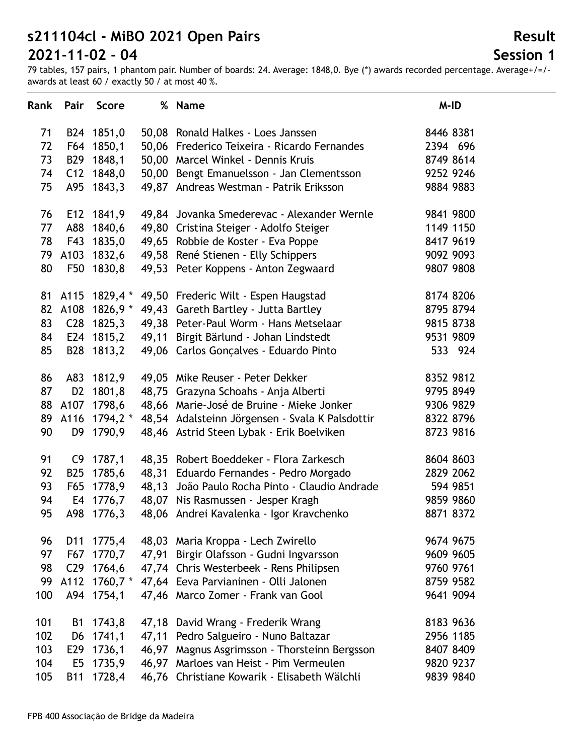# s211104cl - MiBO 2021 Open Pairs

## 2021-11-02 - 04

**Result**

**Session 1**

79 tables, 157 pairs, 1 phantom pair. Number of boards: 24. Average: 1848,0. Bye (*) awards recorded percentage. Average+/=/- awards at least 60 / exactly 50 / at most 40 %.

| Rank | Pair | Score | % | Name | M-ID |
|---|---|---|---|---|---|
| 71 | B24 | 1851,0 | 50,08 | Ronald Halkes - Loes Janssen | 8446 8381 |
| 72 | F64 | 1850,1 | 50,06 | Frederico Teixeira - Ricardo Fernandes | 2394 696 |
| 73 | B29 | 1848,1 | 50,00 | Marcel Winkel - Dennis Kruis | 8749 8614 |
| 74 | C12 | 1848,0 | 50,00 | Bengt Emanuelsson - Jan Clementsson | 9252 9246 |
| 75 | A95 | 1843,3 | 49,87 | Andreas Westman - Patrik Eriksson | 9884 9883 |
| 76 | E12 | 1841,9 | 49,84 | Jovanka Smederevac - Alexander Wernle | 9841 9800 |
| 77 | A88 | 1840,6 | 49,80 | Cristina Steiger - Adolfo Steiger | 1149 1150 |
| 78 | F43 | 1835,0 | 49,65 | Robbie de Koster - Eva Poppe | 8417 9619 |
| 79 | A103 | 1832,6 | 49,58 | René Stienen - Elly Schippers | 9092 9093 |
| 80 | F50 | 1830,8 | 49,53 | Peter Koppens - Anton Zegwaard | 9807 9808 |
| 81 | A115 | 1829,4 * | 49,50 | Frederic Wilt - Espen Haugstad | 8174 8206 |
| 82 | A108 | 1826,9 * | 49,43 | Gareth Bartley - Jutta Bartley | 8795 8794 |
| 83 | C28 | 1825,3 | 49,38 | Peter-Paul Worm - Hans Metselaar | 9815 8738 |
| 84 | E24 | 1815,2 | 49,11 | Birgit Bärlund - Johan Lindstedt | 9531 9809 |
| 85 | B28 | 1813,2 | 49,06 | Carlos Gonçalves - Eduardo Pinto | 533 924 |
| 86 | A83 | 1812,9 | 49,05 | Mike Reuser - Peter Dekker | 8352 9812 |
| 87 | D2 | 1801,8 | 48,75 | Grazyna Schoahs - Anja Alberti | 9795 8949 |
| 88 | A107 | 1798,6 | 48,66 | Marie-José de Bruine - Mieke Jonker | 9306 9829 |
| 89 | A116 | 1794,2 * | 48,54 | Adalsteinn Jörgensen - Svala K Palsdottir | 8322 8796 |
| 90 | D9 | 1790,9 | 48,46 | Astrid Steen Lybak - Erik Boelviken | 8723 9816 |
| 91 | C9 | 1787,1 | 48,35 | Robert Boeddeker - Flora Zarkesch | 8604 8603 |
| 92 | B25 | 1785,6 | 48,31 | Eduardo Fernandes - Pedro Morgado | 2829 2062 |
| 93 | F65 | 1778,9 | 48,13 | João Paulo Rocha Pinto - Claudio Andrade | 594 9851 |
| 94 | E4 | 1776,7 | 48,07 | Nis Rasmussen - Jesper Kragh | 9859 9860 |
| 95 | A98 | 1776,3 | 48,06 | Andrei Kavalenka - Igor Kravchenko | 8871 8372 |
| 96 | D11 | 1775,4 | 48,03 | Maria Kroppa - Lech Zwirello | 9674 9675 |
| 97 | F67 | 1770,7 | 47,91 | Birgir Olafsson - Gudni Ingvarsson | 9609 9605 |
| 98 | C29 | 1764,6 | 47,74 | Chris Westerbeek - Rens Philipsen | 9760 9761 |
| 99 | A112 | 1760,7 * | 47,64 | Eeva Parvianinen - Olli Jalonen | 8759 9582 |
| 100 | A94 | 1754,1 | 47,46 | Marco Zomer - Frank van Gool | 9641 9094 |
| 101 | B1 | 1743,8 | 47,18 | David Wrang - Frederik Wrang | 8183 9636 |
| 102 | D6 | 1741,1 | 47,11 | Pedro Salgueiro - Nuno Baltazar | 2956 1185 |
| 103 | E29 | 1736,1 | 46,97 | Magnus Asgrimsson - Thorsteinn Bergsson | 8407 8409 |
| 104 | E5 | 1735,9 | 46,97 | Marloes van Heist - Pim Vermeulen | 9820 9237 |
| 105 | B11 | 1728,4 | 46,76 | Christiane Kowarik - Elisabeth Wälchli | 9839 9840 |

FPB 400 Associação de Bridge da Madeira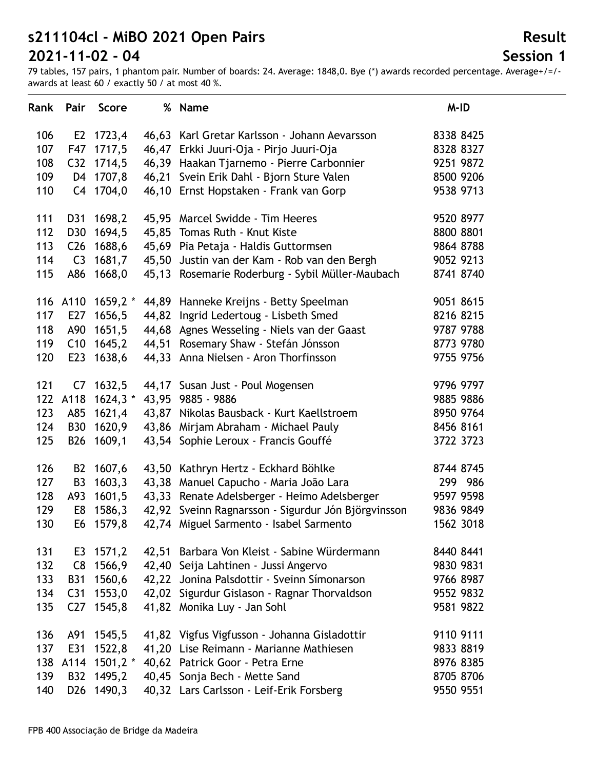# s211104cl - MiBO 2021 Open Pairs

## Result

## 2021-11-02 - 04

## Session 1

79 tables, 157 pairs, 1 phantom pair. Number of boards: 24. Average: 1848,0. Bye (*) awards recorded percentage. Average+/=/- awards at least 60 / exactly 50 / at most 40 %.

| Rank | Pair | Score | % | Name | M-ID |
|---|---|---|---|---|---|
| 106 | E2 | 1723,4 | 46,63 | Karl Gretar Karlsson - Johann Aevarsson | 8338 8425 |
| 107 | F47 | 1717,5 | 46,47 | Erkki Juuri-Oja - Pirjo Juuri-Oja | 8328 8327 |
| 108 | C32 | 1714,5 | 46,39 | Haakan Tjarnemo - Pierre Carbonnier | 9251 9872 |
| 109 | D4 | 1707,8 | 46,21 | Svein Erik Dahl - Bjorn Sture Valen | 8500 9206 |
| 110 | C4 | 1704,0 | 46,10 | Ernst Hopstaken - Frank van Gorp | 9538 9713 |
| 111 | D31 | 1698,2 | 45,95 | Marcel Swidde - Tim Heeres | 9520 8977 |
| 112 | D30 | 1694,5 | 45,85 | Tomas Ruth - Knut Kiste | 8800 8801 |
| 113 | C26 | 1688,6 | 45,69 | Pia Petaja - Haldis Guttormsen | 9864 8788 |
| 114 | C3 | 1681,7 | 45,50 | Justin van der Kam - Rob van den Bergh | 9052 9213 |
| 115 | A86 | 1668,0 | 45,13 | Rosemarie Roderburg - Sybil Müller-Maubach | 8741 8740 |
| 116 | A110 | 1659,2 * | 44,89 | Hanneke Kreijns - Betty Speelman | 9051 8615 |
| 117 | E27 | 1656,5 | 44,82 | Ingrid Ledertoug - Lisbeth Smed | 8216 8215 |
| 118 | A90 | 1651,5 | 44,68 | Agnes Wesseling - Niels van der Gaast | 9787 9788 |
| 119 | C10 | 1645,2 | 44,51 | Rosemary Shaw - Stefán Jónsson | 8773 9780 |
| 120 | E23 | 1638,6 | 44,33 | Anna Nielsen - Aron Thorfinsson | 9755 9756 |
| 121 | C7 | 1632,5 | 44,17 | Susan Just - Poul Mogensen | 9796 9797 |
| 122 | A118 | 1624,3 * | 43,95 | 9885 - 9886 | 9885 9886 |
| 123 | A85 | 1621,4 | 43,87 | Nikolas Bausback - Kurt Kaellstroem | 8950 9764 |
| 124 | B30 | 1620,9 | 43,86 | Mirjam Abraham - Michael Pauly | 8456 8161 |
| 125 | B26 | 1609,1 | 43,54 | Sophie Leroux - Francis Gouffé | 3722 3723 |
| 126 | B2 | 1607,6 | 43,50 | Kathryn Hertz - Eckhard Böhlke | 8744 8745 |
| 127 | B3 | 1603,3 | 43,38 | Manuel Capucho - Maria João Lara | 299 986 |
| 128 | A93 | 1601,5 | 43,33 | Renate Adelsberger - Heimo Adelsberger | 9597 9598 |
| 129 | E8 | 1586,3 | 42,92 | Sveinn Ragnarsson - Sigurdur Jón Björgvinsson | 9836 9849 |
| 130 | E6 | 1579,8 | 42,74 | Miguel Sarmento - Isabel Sarmento | 1562 3018 |
| 131 | E3 | 1571,2 | 42,51 | Barbara Von Kleist - Sabine Würdermann | 8440 8441 |
| 132 | C8 | 1566,9 | 42,40 | Seija Lahtinen - Jussi Angervo | 9830 9831 |
| 133 | B31 | 1560,6 | 42,22 | Jonina Palsdottir - Sveinn Símonarson | 9766 8987 |
| 134 | C31 | 1553,0 | 42,02 | Sigurdur Gislason - Ragnar Thorvaldson | 9552 9832 |
| 135 | C27 | 1545,8 | 41,82 | Monika Luy - Jan Sohl | 9581 9822 |
| 136 | A91 | 1545,5 | 41,82 | Vigfus Vigfusson - Johanna Gisladottir | 9110 9111 |
| 137 | E31 | 1522,8 | 41,20 | Lise Reimann - Marianne Mathiesen | 9833 8819 |
| 138 | A114 | 1501,2 * | 40,62 | Patrick Goor - Petra Erne | 8976 8385 |
| 139 | B32 | 1495,2 | 40,45 | Sonja Bech - Mette Sand | 8705 8706 |
| 140 | D26 | 1490,3 | 40,32 | Lars Carlsson - Leif-Erik Forsberg | 9550 9551 |

FPB 400 Associação de Bridge da Madeira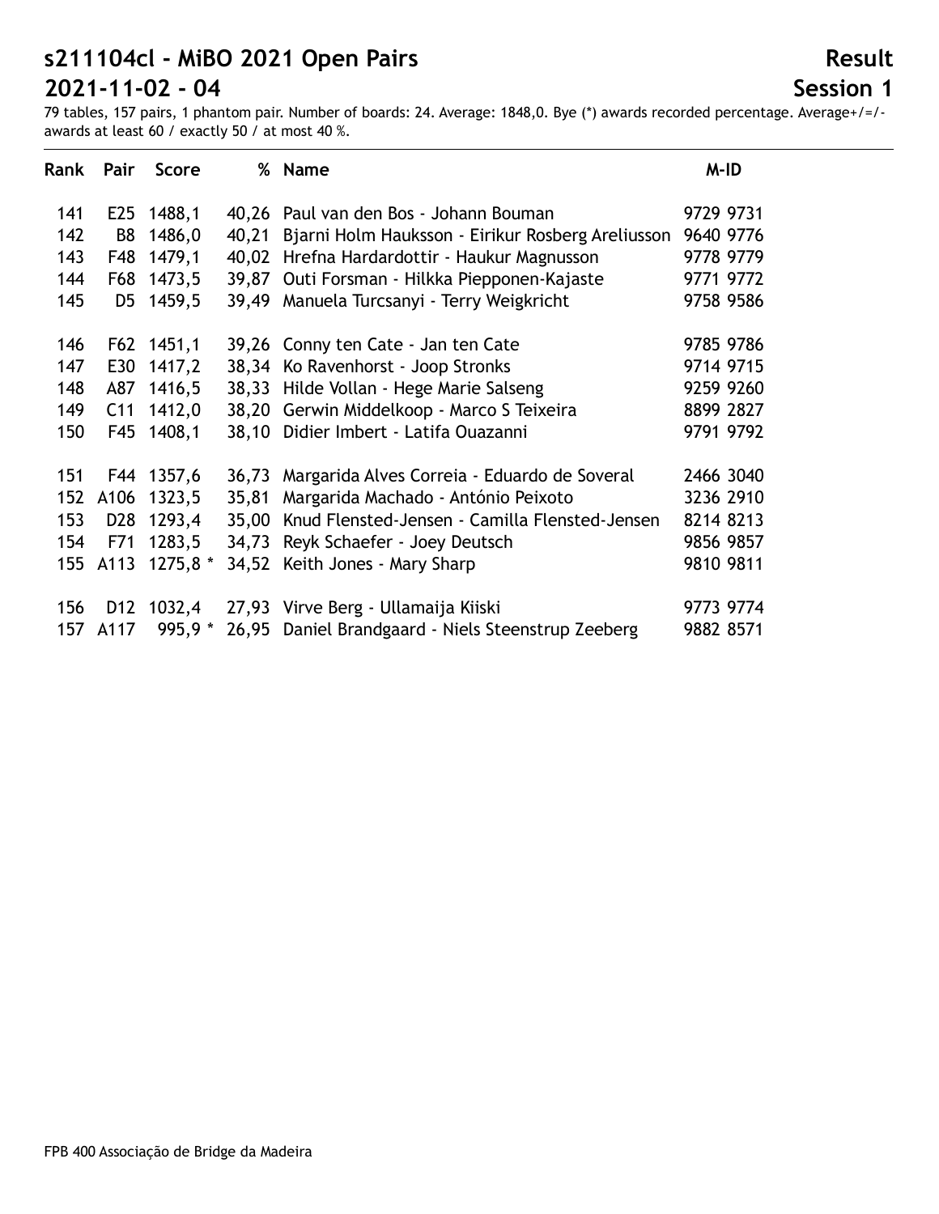# s211104cl - MiBO 2021 Open Pairs

## 2021-11-02 - 04

**Result**

**Session 1**

79 tables, 157 pairs, 1 phantom pair. Number of boards: 24. Average: 1848,0. Bye (*) awards recorded percentage. Average+/=/- awards at least 60 / exactly 50 / at most 40 %.

| Rank | Pair | Score | % | Name | M-ID |
|---|---|---|---|---|---|
| 141 | E25 | 1488,1 | 40,26 | Paul van den Bos - Johann Bouman | 9729 9731 |
| 142 | B8 | 1486,0 | 40,21 | Bjarni Holm Hauksson - Eirikur Rosberg Areliusson | 9640 9776 |
| 143 | F48 | 1479,1 | 40,02 | Hrefna Hardardottir - Haukur Magnusson | 9778 9779 |
| 144 | F68 | 1473,5 | 39,87 | Outi Forsman - Hilkka Piepponen-Kajaste | 9771 9772 |
| 145 | D5 | 1459,5 | 39,49 | Manuela Turcsanyi - Terry Weigkricht | 9758 9586 |
| 146 | F62 | 1451,1 | 39,26 | Conny ten Cate - Jan ten Cate | 9785 9786 |
| 147 | E30 | 1417,2 | 38,34 | Ko Ravenhorst - Joop Stronks | 9714 9715 |
| 148 | A87 | 1416,5 | 38,33 | Hilde Vollan - Hege Marie Salseng | 9259 9260 |
| 149 | C11 | 1412,0 | 38,20 | Gerwin Middelkoop - Marco S Teixeira | 8899 2827 |
| 150 | F45 | 1408,1 | 38,10 | Didier Imbert - Latifa Ouazanni | 9791 9792 |
| 151 | F44 | 1357,6 | 36,73 | Margarida Alves Correia - Eduardo de Soveral | 2466 3040 |
| 152 | A106 | 1323,5 | 35,81 | Margarida Machado - António Peixoto | 3236 2910 |
| 153 | D28 | 1293,4 | 35,00 | Knud Flensted-Jensen - Camilla Flensted-Jensen | 8214 8213 |
| 154 | F71 | 1283,5 | 34,73 | Reyk Schaefer - Joey Deutsch | 9856 9857 |
| 155 | A113 | 1275,8 * | 34,52 | Keith Jones - Mary Sharp | 9810 9811 |
| 156 | D12 | 1032,4 | 27,93 | Virve Berg - Ullamaija Kiiski | 9773 9774 |
| 157 | A117 | 995,9 * | 26,95 | Daniel Brandgaard - Niels Steenstrup Zeeberg | 9882 8571 |

FPB 400 Associação de Bridge da Madeira